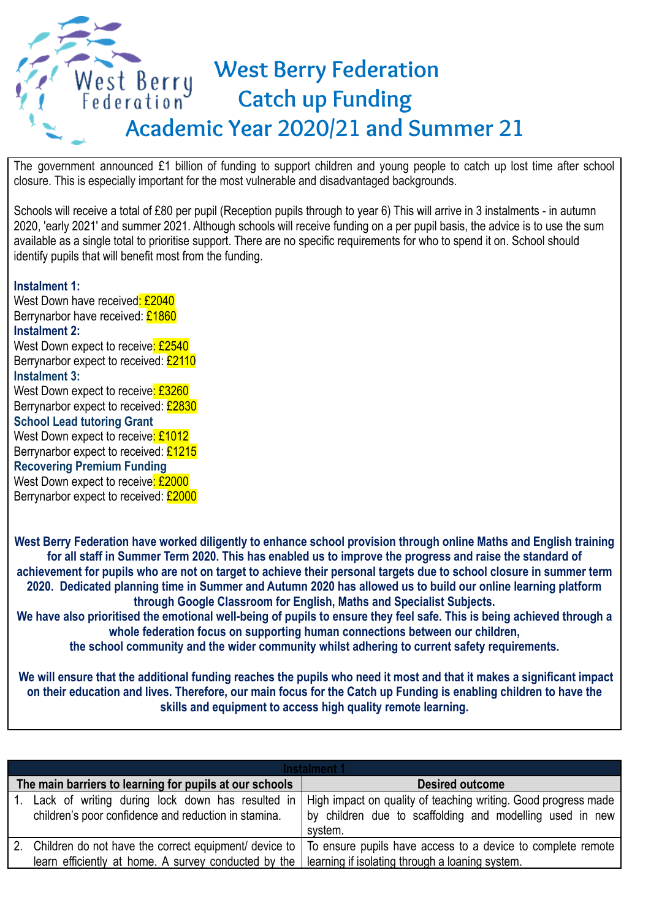# West Berry Federation Catch up Funding Academic Year 2020/21 and Summer 21

The government announced £1 billion of funding to support children and young people to catch up lost time after school closure. This is especially important for the most vulnerable and disadvantaged backgrounds.

Schools will receive a total of £80 per pupil (Reception pupils through to year 6) This will arrive in 3 instalments - in autumn 2020, 'early 2021' and summer 2021. Although schools will receive funding on a per pupil basis, the advice is to use the sum available as a single total to prioritise support. There are no specific requirements for who to spend it on. School should identify pupils that will benefit most from the funding.

**Instalment 1:**
West Down have received: £2040
Berrynarbor have received: £1860
**Instalment 2:**
West Down expect to receive: £2540
Berrynarbor expect to received: £2110
**Instalment 3:**
West Down expect to receive: £3260
Berrynarbor expect to received: £2830
**School Lead tutoring Grant**
West Down expect to receive: £1012
Berrynarbor expect to received: £1215
**Recovering Premium Funding**
West Down expect to receive: £2000
Berrynarbor expect to received: £2000

**West Berry Federation have worked diligently to enhance school provision through online Maths and English training for all staff in Summer Term 2020. This has enabled us to improve the progress and raise the standard of achievement for pupils who are not on target to achieve their personal targets due to school closure in summer term 2020. Dedicated planning time in Summer and Autumn 2020 has allowed us to build our online learning platform through Google Classroom for English, Maths and Specialist Subjects.**
**We have also prioritised the emotional well-being of pupils to ensure they feel safe. This is being achieved through a whole federation focus on supporting human connections between our children, the school community and the wider community whilst adhering to current safety requirements.**

**We will ensure that the additional funding reaches the pupils who need it most and that it makes a significant impact on their education and lives. Therefore, our main focus for the Catch up Funding is enabling children to have the skills and equipment to access high quality remote learning.**

| Instalment 1 | |
|---|---|
| **The main barriers to learning for pupils at our schools** | **Desired outcome** |
| 1. Lack of writing during lock down has resulted in children's poor confidence and reduction in stamina. | High impact on quality of teaching writing. Good progress made by children due to scaffolding and modelling used in new system. |
| 2. Children do not have the correct equipment/ device to learn efficiently at home. A survey conducted by the | To ensure pupils have access to a device to complete remote learning if isolating through a loaning system. |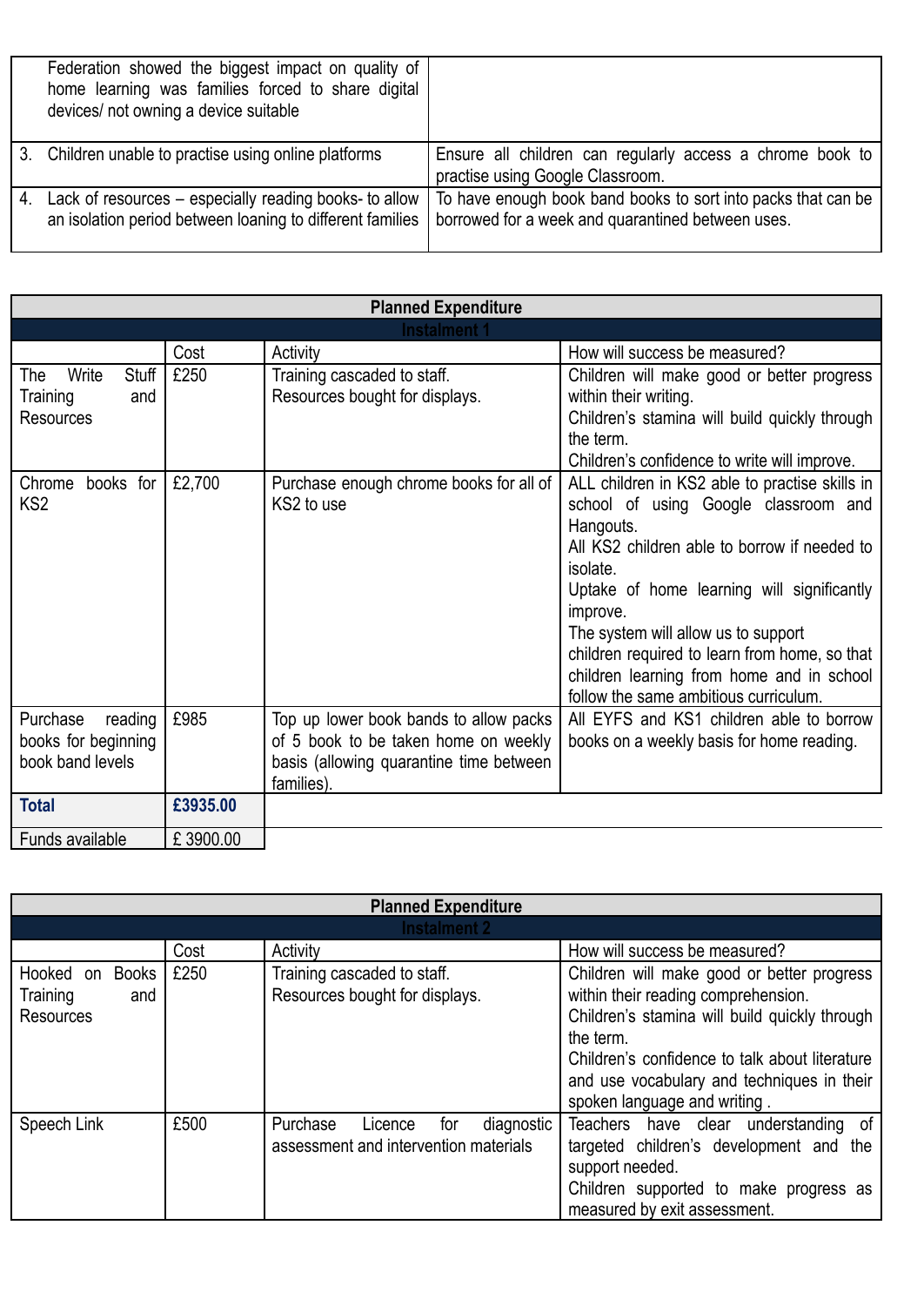| | |
|---|---|
| Federation showed the biggest impact on quality of home learning was families forced to share digital devices/ not owning a device suitable | |
| 3. Children unable to practise using online platforms | Ensure all children can regularly access a chrome book to practise using Google Classroom. |
| 4. Lack of resources – especially reading books- to allow an isolation period between loaning to different families | To have enough book band books to sort into packs that can be borrowed for a week and quarantined between uses. |

| Planned Expenditure | | | |
|---|---|---|---|
| **Instalment 1** | | | |
| | Cost | Activity | How will success be measured? |
| The Write Stuff Training and Resources | £250 | Training cascaded to staff.<br>Resources bought for displays. | Children will make good or better progress within their writing.<br>Children's stamina will build quickly through the term.<br>Children's confidence to write will improve. |
| Chrome books for KS2 | £2,700 | Purchase enough chrome books for all of KS2 to use | ALL children in KS2 able to practise skills in school of using Google classroom and Hangouts.<br>All KS2 children able to borrow if needed to isolate.<br>Uptake of home learning will significantly improve.<br>The system will allow us to support children required to learn from home, so that children learning from home and in school follow the same ambitious curriculum. |
| Purchase reading books for beginning book band levels | £985 | Top up lower book bands to allow packs of 5 book to be taken home on weekly basis (allowing quarantine time between families). | All EYFS and KS1 children able to borrow books on a weekly basis for home reading. |
| **Total** | **£3935.00** | | |
| Funds available | £ 3900.00 | | |

| Planned Expenditure | | | |
|---|---|---|---|
| **Instalment 2** | | | |
| | Cost | Activity | How will success be measured? |
| Hooked on Books Training and Resources | £250 | Training cascaded to staff.<br>Resources bought for displays. | Children will make good or better progress within their reading comprehension.<br>Children's stamina will build quickly through the term.<br>Children's confidence to talk about literature and use vocabulary and techniques in their spoken language and writing . |
| Speech Link | £500 | Purchase Licence for diagnostic assessment and intervention materials | Teachers have clear understanding of targeted children's development and the support needed.<br>Children supported to make progress as measured by exit assessment. |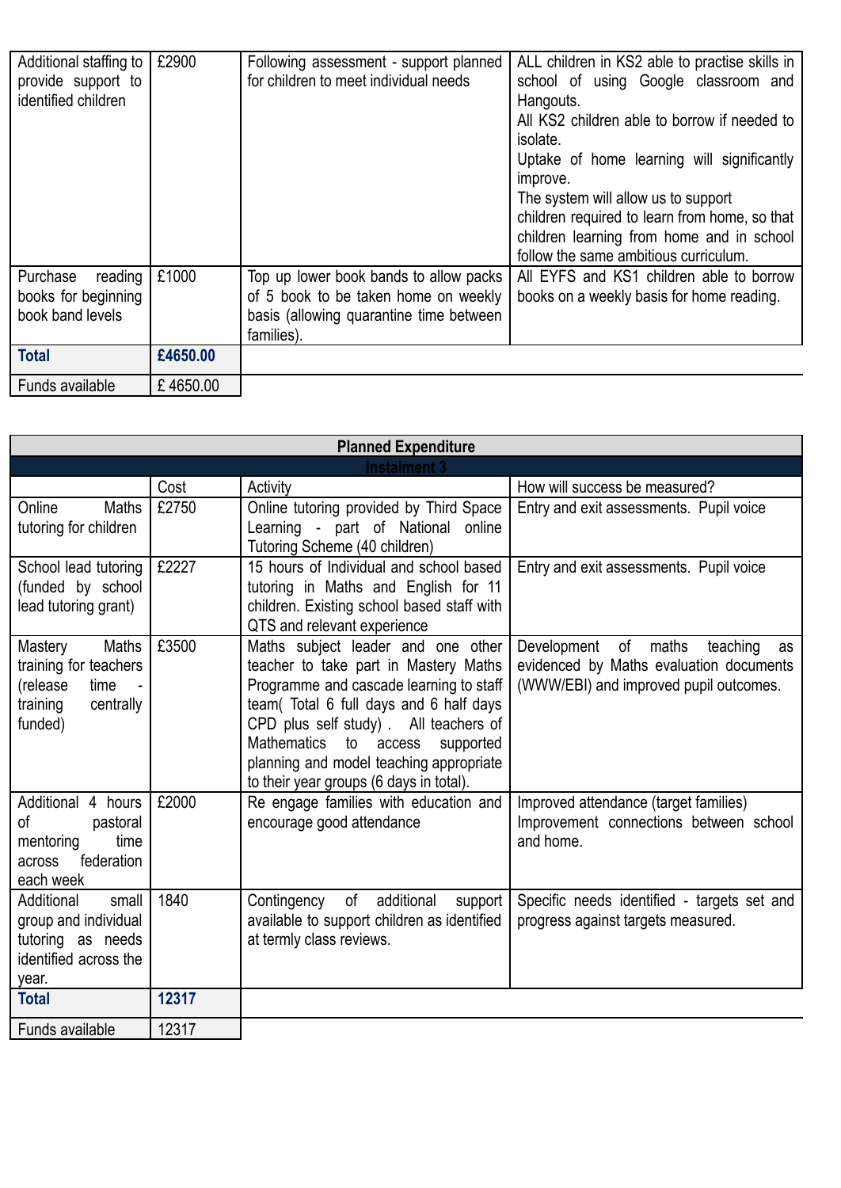| | | | |
|---|---|---|---|
| Additional staffing to provide support to identified children | £2900 | Following assessment - support planned for children to meet individual needs | ALL children in KS2 able to practise skills in school of using Google classroom and Hangouts.<br>All KS2 children able to borrow if needed to isolate.<br>Uptake of home learning will significantly improve.<br>The system will allow us to support children required to learn from home, so that children learning from home and in school follow the same ambitious curriculum. |
| Purchase reading books for beginning book band levels | £1000 | Top up lower book bands to allow packs of 5 book to be taken home on weekly basis (allowing quarantine time between families). | All EYFS and KS1 children able to borrow books on a weekly basis for home reading. |
| **Total** | **£4650.00** | | |
| Funds available | £ 4650.00 | | |

| **Planned Expenditure** | | | |
|---|---|---|---|
| **Instalment 3** | | | |
| | Cost | Activity | How will success be measured? |
| Online Maths tutoring for children | £2750 | Online tutoring provided by Third Space Learning - part of National online Tutoring Scheme (40 children) | Entry and exit assessments. Pupil voice |
| School lead tutoring (funded by school lead tutoring grant) | £2227 | 15 hours of Individual and school based tutoring in Maths and English for 11 children. Existing school based staff with QTS and relevant experience | Entry and exit assessments. Pupil voice |
| Mastery Maths training for teachers (release time - training centrally funded) | £3500 | Maths subject leader and one other teacher to take part in Mastery Maths Programme and cascade learning to staff team( Total 6 full days and 6 half days CPD plus self study) . All teachers of Mathematics to access supported planning and model teaching appropriate to their year groups (6 days in total). | Development of maths teaching as evidenced by Maths evaluation documents (WWW/EBI) and improved pupil outcomes. |
| Additional 4 hours of pastoral mentoring time across federation each week | £2000 | Re engage families with education and encourage good attendance | Improved attendance (target families)<br>Improvement connections between school and home. |
| Additional small group and individual tutoring as needs identified across the year. | 1840 | Contingency of additional support available to support children as identified at termly class reviews. | Specific needs identified - targets set and progress against targets measured. |
| **Total** | **12317** | | |
| Funds available | 12317 | | |